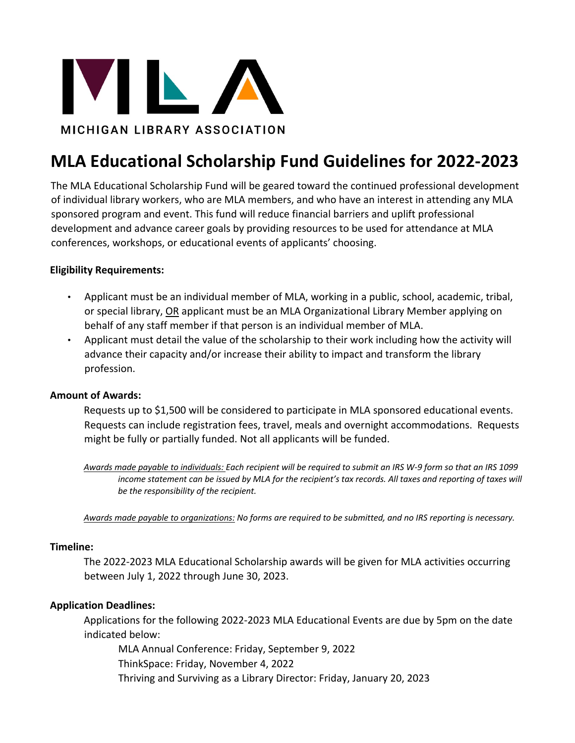MICHIGAN LIBRARY ASSOCIATION

# MLA Educational Scholarship Fund Guidelines for 2022-2023

The MLA Educational Scholarship Fund will be geared toward the continued professional development of individual library workers, who are MLA members, and who have an interest in attending any MLA sponsored program and event. This fund will reduce financial barriers and uplift professional development and advance career goals by providing resources to be used for attendance at MLA conferences, workshops, or educational events of applicants' choosing.

**Eligibility Requirements:**

- Applicant must be an individual member of MLA, working in a public, school, academic, tribal, or special library, <u>OR</u> applicant must be an MLA Organizational Library Member applying on behalf of any staff member if that person is an individual member of MLA.
- Applicant must detail the value of the scholarship to their work including how the activity will advance their capacity and/or increase their ability to impact and transform the library profession.

**Amount of Awards:**

Requests up to $1,500 will be considered to participate in MLA sponsored educational events. Requests can include registration fees, travel, meals and overnight accommodations. Requests might be fully or partially funded. Not all applicants will be funded.

*<u>Awards made payable to individuals:</u> Each recipient will be required to submit an IRS W-9 form so that an IRS 1099 income statement can be issued by MLA for the recipient's tax records. All taxes and reporting of taxes will be the responsibility of the recipient.*

*<u>Awards made payable to organizations:</u> No forms are required to be submitted, and no IRS reporting is necessary.*

**Timeline:**

The 2022-2023 MLA Educational Scholarship awards will be given for MLA activities occurring between July 1, 2022 through June 30, 2023.

**Application Deadlines:**

Applications for the following 2022-2023 MLA Educational Events are due by 5pm on the date indicated below:

MLA Annual Conference: Friday, September 9, 2022
ThinkSpace: Friday, November 4, 2022
Thriving and Surviving as a Library Director: Friday, January 20, 2023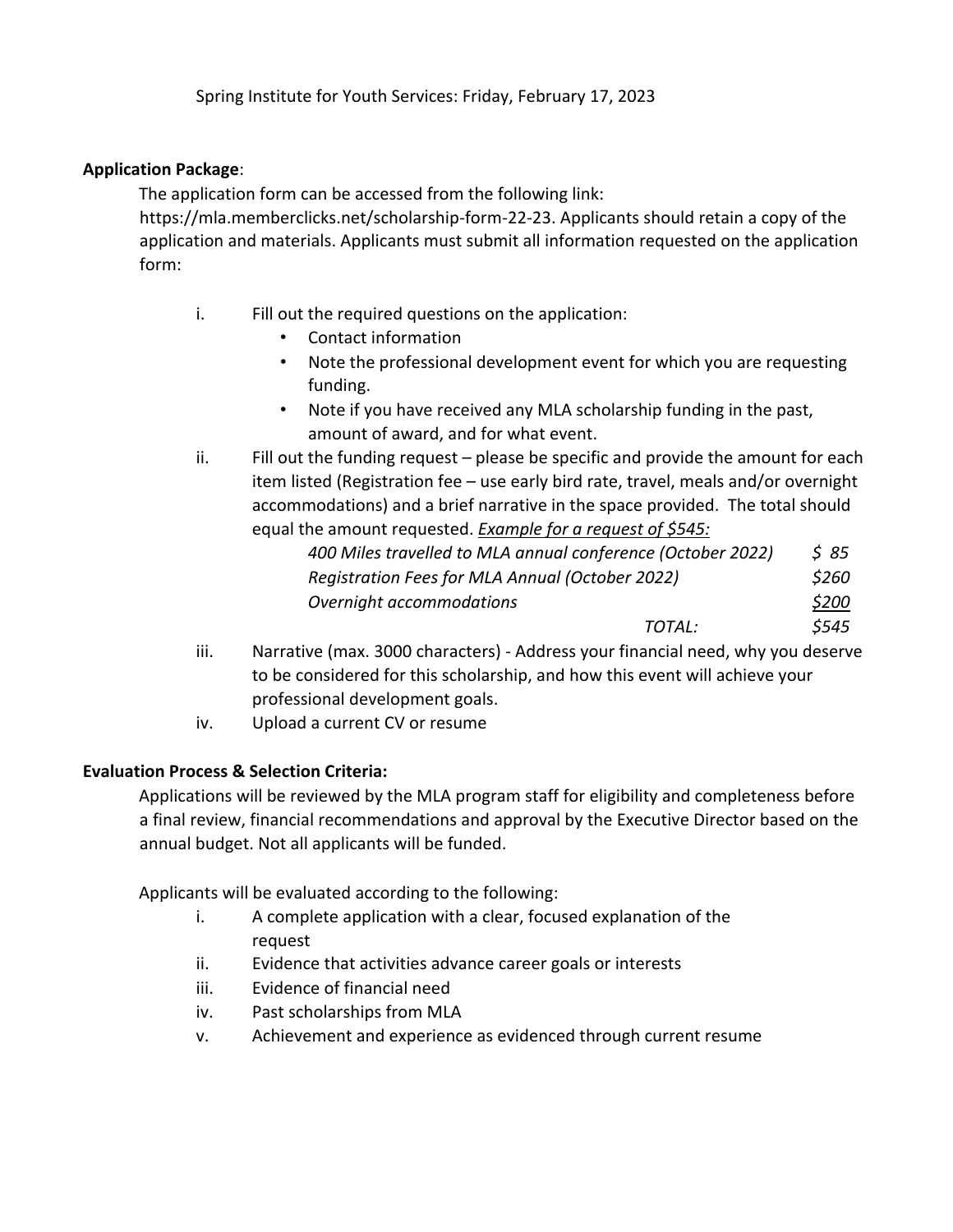Spring Institute for Youth Services: Friday, February 17, 2023

**Application Package**:

The application form can be accessed from the following link: https://mla.memberclicks.net/scholarship-form-22-23. Applicants should retain a copy of the application and materials. Applicants must submit all information requested on the application form:

i. Fill out the required questions on the application:
   - Contact information
   - Note the professional development event for which you are requesting funding.
   - Note if you have received any MLA scholarship funding in the past, amount of award, and for what event.

ii. Fill out the funding request – please be specific and provide the amount for each item listed (Registration fee – use early bird rate, travel, meals and/or overnight accommodations) and a brief narrative in the space provided. The total should equal the amount requested. ***Example for a request of $545:***

| | |
|---|---|
| *400 Miles travelled to MLA annual conference (October 2022)* | *$ 85* |
| *Registration Fees for MLA Annual (October 2022)* | *$260* |
| *Overnight accommodations* | *$200* |
| *TOTAL:* | *$545* |

iii. Narrative (max. 3000 characters) - Address your financial need, why you deserve to be considered for this scholarship, and how this event will achieve your professional development goals.

iv. Upload a current CV or resume

**Evaluation Process & Selection Criteria:**

Applications will be reviewed by the MLA program staff for eligibility and completeness before a final review, financial recommendations and approval by the Executive Director based on the annual budget. Not all applicants will be funded.

Applicants will be evaluated according to the following:

i. A complete application with a clear, focused explanation of the request
ii. Evidence that activities advance career goals or interests
iii. Evidence of financial need
iv. Past scholarships from MLA
v. Achievement and experience as evidenced through current resume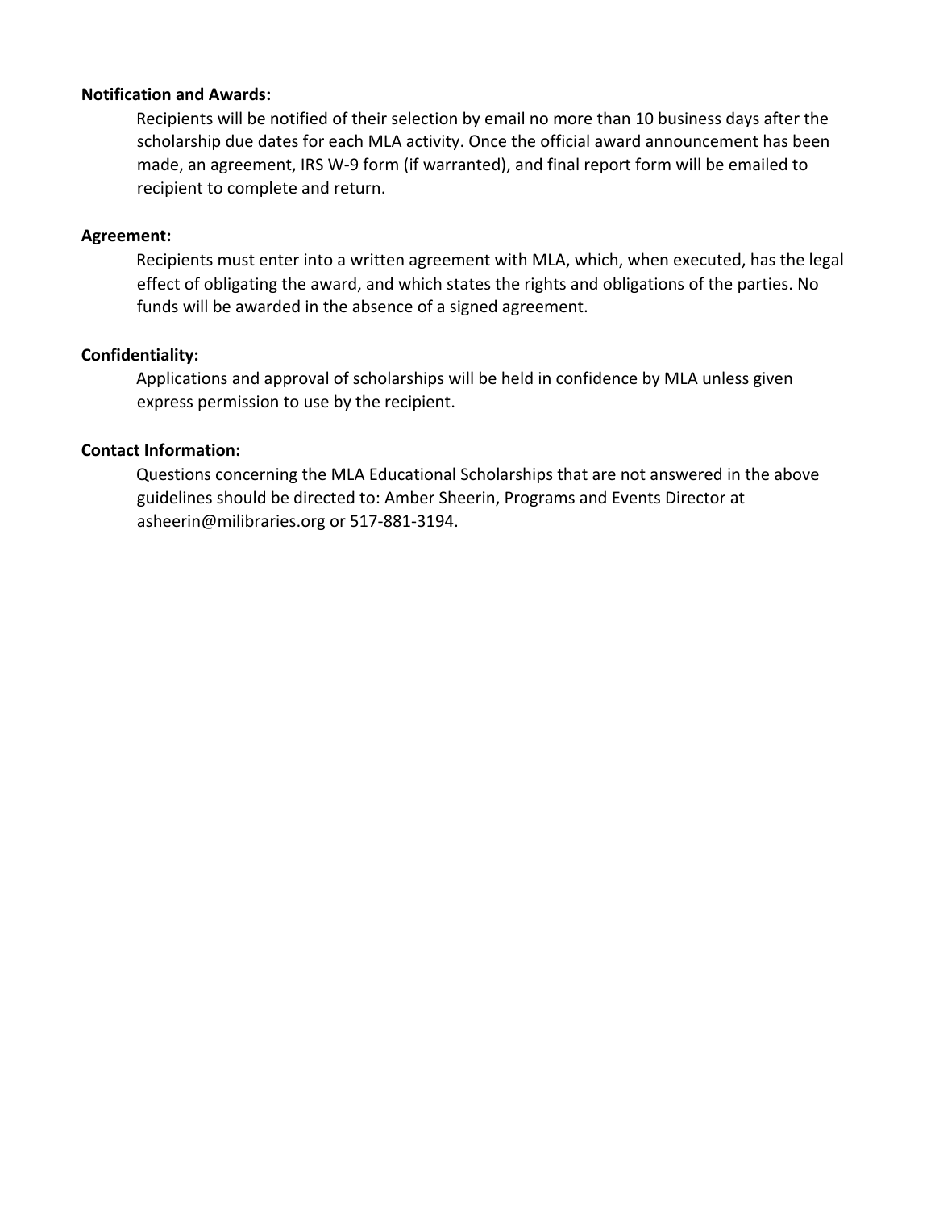**Notification and Awards:**

Recipients will be notified of their selection by email no more than 10 business days after the scholarship due dates for each MLA activity. Once the official award announcement has been made, an agreement, IRS W-9 form (if warranted), and final report form will be emailed to recipient to complete and return.

**Agreement:**

Recipients must enter into a written agreement with MLA, which, when executed, has the legal effect of obligating the award, and which states the rights and obligations of the parties. No funds will be awarded in the absence of a signed agreement.

**Confidentiality:**

Applications and approval of scholarships will be held in confidence by MLA unless given express permission to use by the recipient.

**Contact Information:**

Questions concerning the MLA Educational Scholarships that are not answered in the above guidelines should be directed to: Amber Sheerin, Programs and Events Director at asheerin@milibraries.org or 517-881-3194.